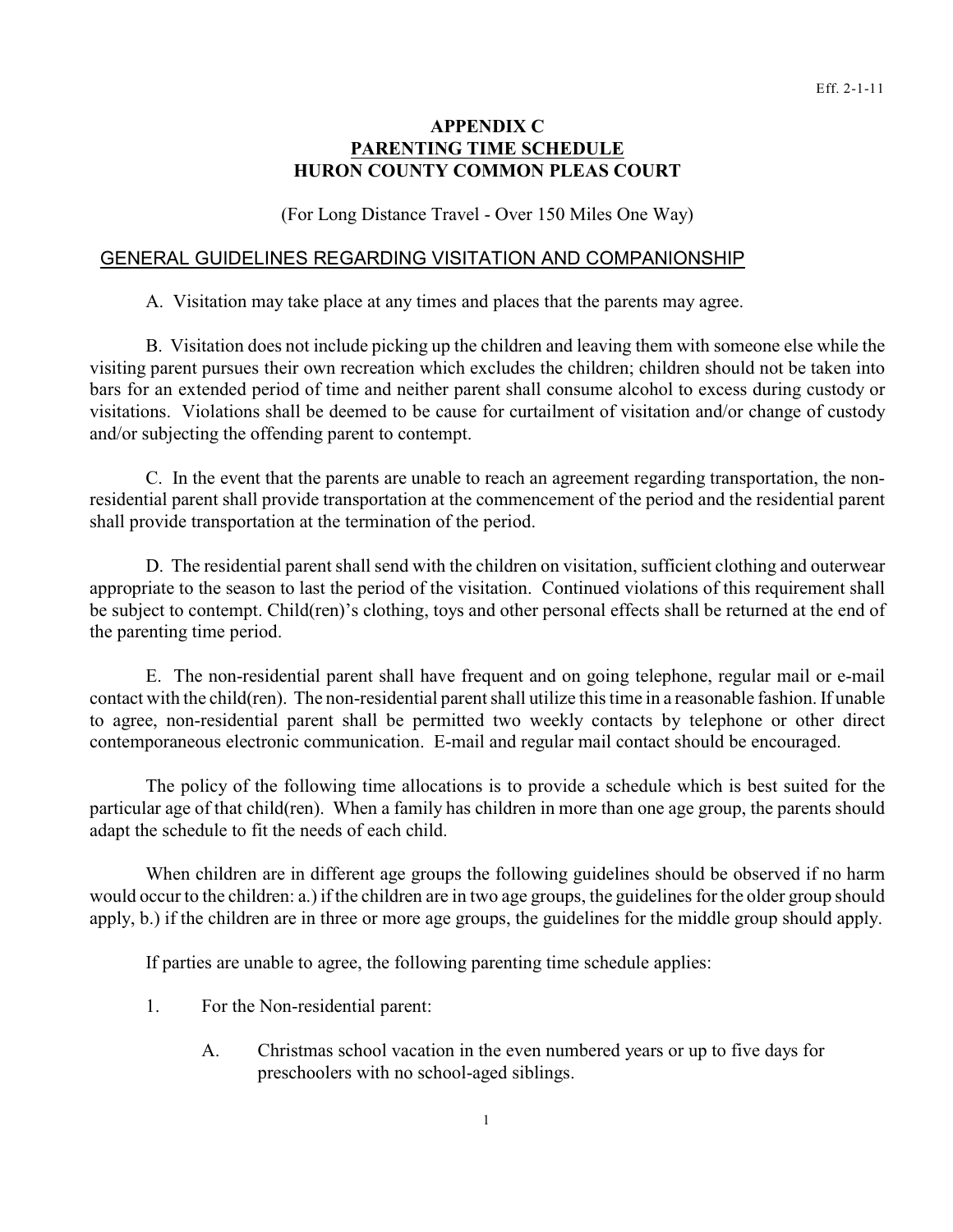Eff. 2-1-11

# APPENDIX C
## PARENTING TIME SCHEDULE
## HURON COUNTY COMMON PLEAS COURT

(For Long Distance Travel - Over 150 Miles One Way)

## GENERAL GUIDELINES REGARDING VISITATION AND COMPANIONSHIP

A. Visitation may take place at any times and places that the parents may agree.

B. Visitation does not include picking up the children and leaving them with someone else while the visiting parent pursues their own recreation which excludes the children; children should not be taken into bars for an extended period of time and neither parent shall consume alcohol to excess during custody or visitations. Violations shall be deemed to be cause for curtailment of visitation and/or change of custody and/or subjecting the offending parent to contempt.

C. In the event that the parents are unable to reach an agreement regarding transportation, the non-residential parent shall provide transportation at the commencement of the period and the residential parent shall provide transportation at the termination of the period.

D. The residential parent shall send with the children on visitation, sufficient clothing and outerwear appropriate to the season to last the period of the visitation. Continued violations of this requirement shall be subject to contempt. Child(ren)'s clothing, toys and other personal effects shall be returned at the end of the parenting time period.

E. The non-residential parent shall have frequent and on going telephone, regular mail or e-mail contact with the child(ren). The non-residential parent shall utilize this time in a reasonable fashion. If unable to agree, non-residential parent shall be permitted two weekly contacts by telephone or other direct contemporaneous electronic communication. E-mail and regular mail contact should be encouraged.

The policy of the following time allocations is to provide a schedule which is best suited for the particular age of that child(ren). When a family has children in more than one age group, the parents should adapt the schedule to fit the needs of each child.

When children are in different age groups the following guidelines should be observed if no harm would occur to the children: a.) if the children are in two age groups, the guidelines for the older group should apply, b.) if the children are in three or more age groups, the guidelines for the middle group should apply.

If parties are unable to agree, the following parenting time schedule applies:

1. For the Non-residential parent:

   A. Christmas school vacation in the even numbered years or up to five days for preschoolers with no school-aged siblings.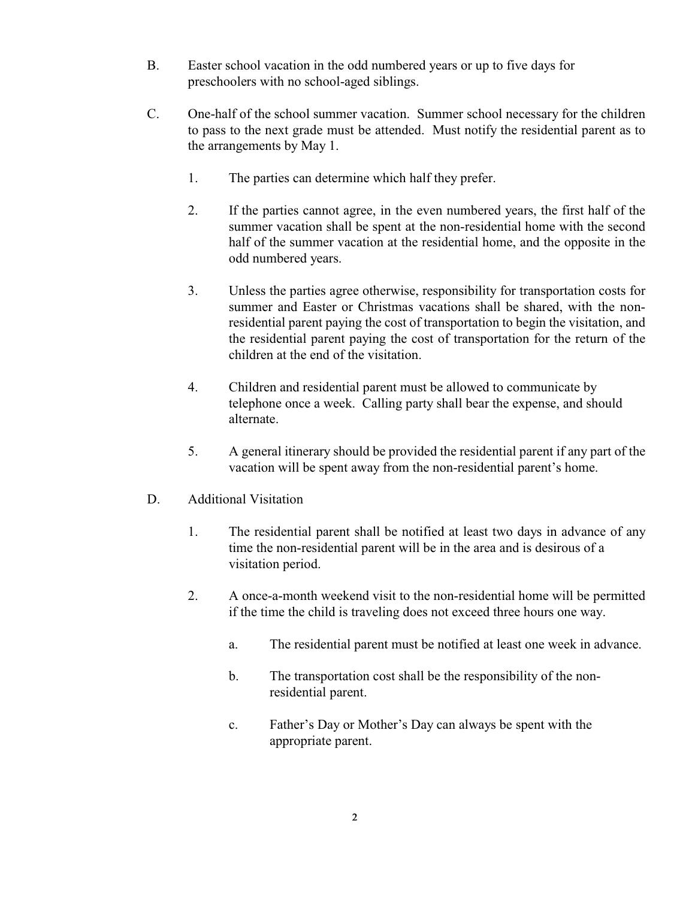B. Easter school vacation in the odd numbered years or up to five days for preschoolers with no school-aged siblings.

C. One-half of the school summer vacation. Summer school necessary for the children to pass to the next grade must be attended. Must notify the residential parent as to the arrangements by May 1.

   1. The parties can determine which half they prefer.

   2. If the parties cannot agree, in the even numbered years, the first half of the summer vacation shall be spent at the non-residential home with the second half of the summer vacation at the residential home, and the opposite in the odd numbered years.

   3. Unless the parties agree otherwise, responsibility for transportation costs for summer and Easter or Christmas vacations shall be shared, with the non-residential parent paying the cost of transportation to begin the visitation, and the residential parent paying the cost of transportation for the return of the children at the end of the visitation.

   4. Children and residential parent must be allowed to communicate by telephone once a week. Calling party shall bear the expense, and should alternate.

   5. A general itinerary should be provided the residential parent if any part of the vacation will be spent away from the non-residential parent's home.

D. Additional Visitation

   1. The residential parent shall be notified at least two days in advance of any time the non-residential parent will be in the area and is desirous of a visitation period.

   2. A once-a-month weekend visit to the non-residential home will be permitted if the time the child is traveling does not exceed three hours one way.

      a. The residential parent must be notified at least one week in advance.

      b. The transportation cost shall be the responsibility of the non-residential parent.

      c. Father's Day or Mother's Day can always be spent with the appropriate parent.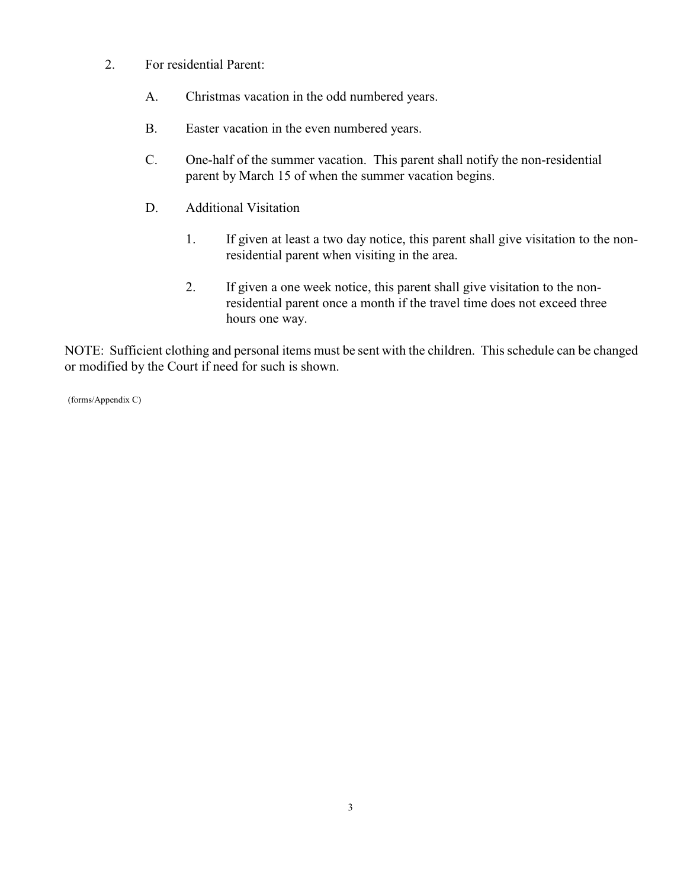2. For residential Parent:

   A. Christmas vacation in the odd numbered years.

   B. Easter vacation in the even numbered years.

   C. One-half of the summer vacation. This parent shall notify the non-residential parent by March 15 of when the summer vacation begins.

   D. Additional Visitation

      1. If given at least a two day notice, this parent shall give visitation to the non-residential parent when visiting in the area.

      2. If given a one week notice, this parent shall give visitation to the non-residential parent once a month if the travel time does not exceed three hours one way.

NOTE: Sufficient clothing and personal items must be sent with the children. This schedule can be changed or modified by the Court if need for such is shown.

(forms/Appendix C)